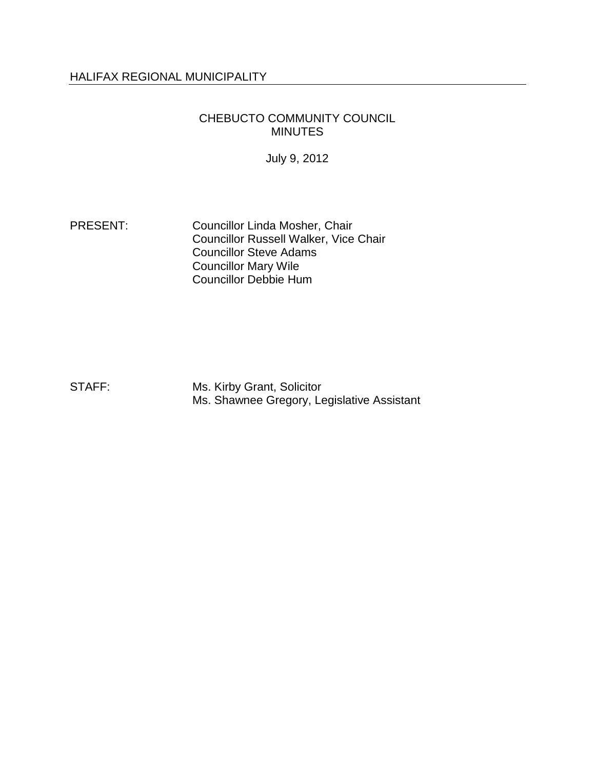HALIFAX REGIONAL MUNICIPALITY

# CHEBUCTO COMMUNITY COUNCIL MINUTES

July 9, 2012

PRESENT: Councillor Linda Mosher, Chair
Councillor Russell Walker, Vice Chair
Councillor Steve Adams
Councillor Mary Wile
Councillor Debbie Hum

STAFF: Ms. Kirby Grant, Solicitor
Ms. Shawnee Gregory, Legislative Assistant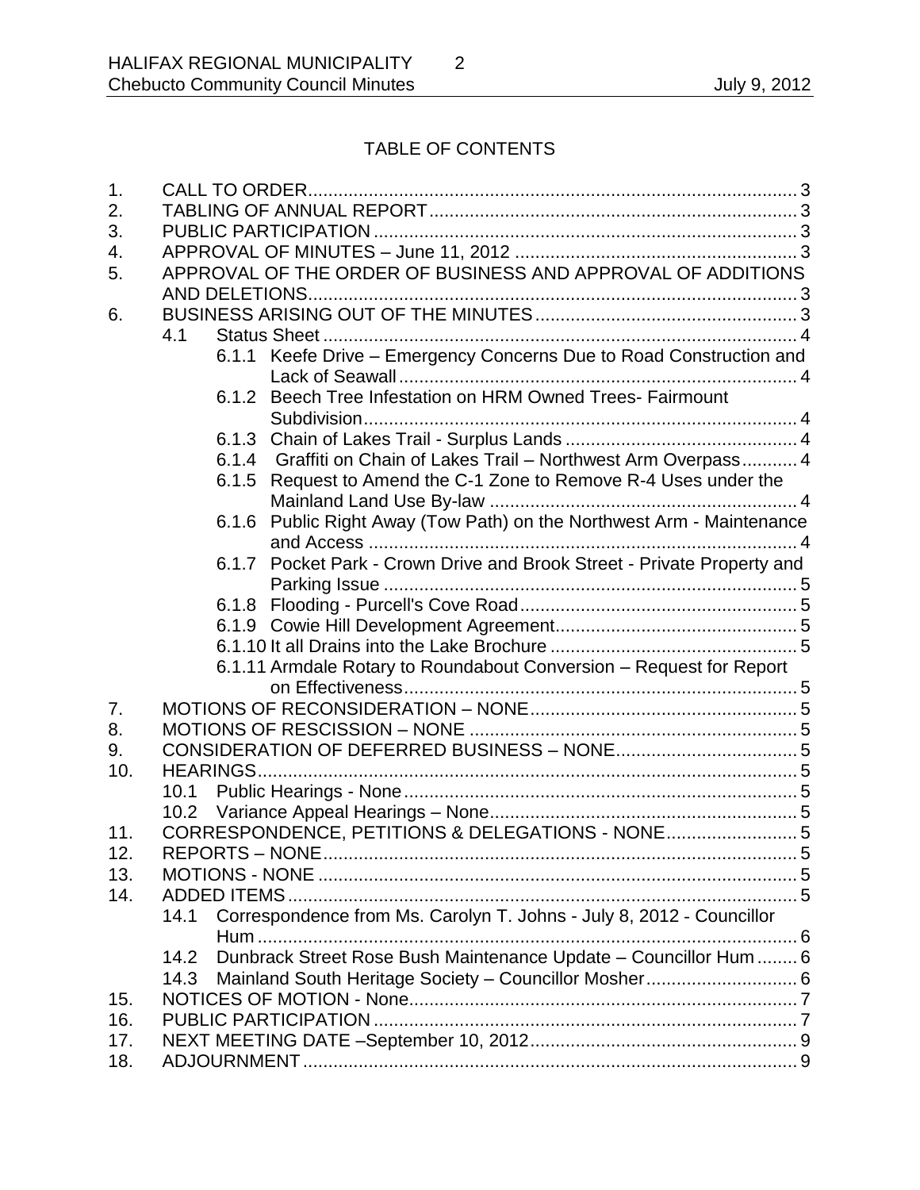## TABLE OF CONTENTS

1. CALL TO ORDER ........ 3
2. TABLING OF ANNUAL REPORT ........ 3
3. PUBLIC PARTICIPATION ........ 3
4. APPROVAL OF MINUTES – June 11, 2012 ........ 3
5. APPROVAL OF THE ORDER OF BUSINESS AND APPROVAL OF ADDITIONS AND DELETIONS ........ 3
6. BUSINESS ARISING OUT OF THE MINUTES ........ 3
   - 4.1 Status Sheet ........ 4
     - 6.1.1 Keefe Drive – Emergency Concerns Due to Road Construction and Lack of Seawall ........ 4
     - 6.1.2 Beech Tree Infestation on HRM Owned Trees- Fairmount Subdivision ........ 4
     - 6.1.3 Chain of Lakes Trail - Surplus Lands ........ 4
     - 6.1.4 Graffiti on Chain of Lakes Trail – Northwest Arm Overpass ........ 4
     - 6.1.5 Request to Amend the C-1 Zone to Remove R-4 Uses under the Mainland Land Use By-law ........ 4
     - 6.1.6 Public Right Away (Tow Path) on the Northwest Arm - Maintenance and Access ........ 4
     - 6.1.7 Pocket Park - Crown Drive and Brook Street - Private Property and Parking Issue ........ 5
     - 6.1.8 Flooding - Purcell's Cove Road ........ 5
     - 6.1.9 Cowie Hill Development Agreement ........ 5
     - 6.1.10 It all Drains into the Lake Brochure ........ 5
     - 6.1.11 Armdale Rotary to Roundabout Conversion – Request for Report on Effectiveness ........ 5
7. MOTIONS OF RECONSIDERATION – NONE ........ 5
8. MOTIONS OF RESCISSION – NONE ........ 5
9. CONSIDERATION OF DEFERRED BUSINESS – NONE ........ 5
10. HEARINGS ........ 5
    - 10.1 Public Hearings - None ........ 5
    - 10.2 Variance Appeal Hearings – None ........ 5
11. CORRESPONDENCE, PETITIONS & DELEGATIONS - NONE ........ 5
12. REPORTS – NONE ........ 5
13. MOTIONS - NONE ........ 5
14. ADDED ITEMS ........ 5
    - 14.1 Correspondence from Ms. Carolyn T. Johns - July 8, 2012 - Councillor Hum ........ 6
    - 14.2 Dunbrack Street Rose Bush Maintenance Update – Councillor Hum ........ 6
    - 14.3 Mainland South Heritage Society – Councillor Mosher ........ 6
15. NOTICES OF MOTION - None ........ 7
16. PUBLIC PARTICIPATION ........ 7
17. NEXT MEETING DATE –September 10, 2012 ........ 9
18. ADJOURNMENT ........ 9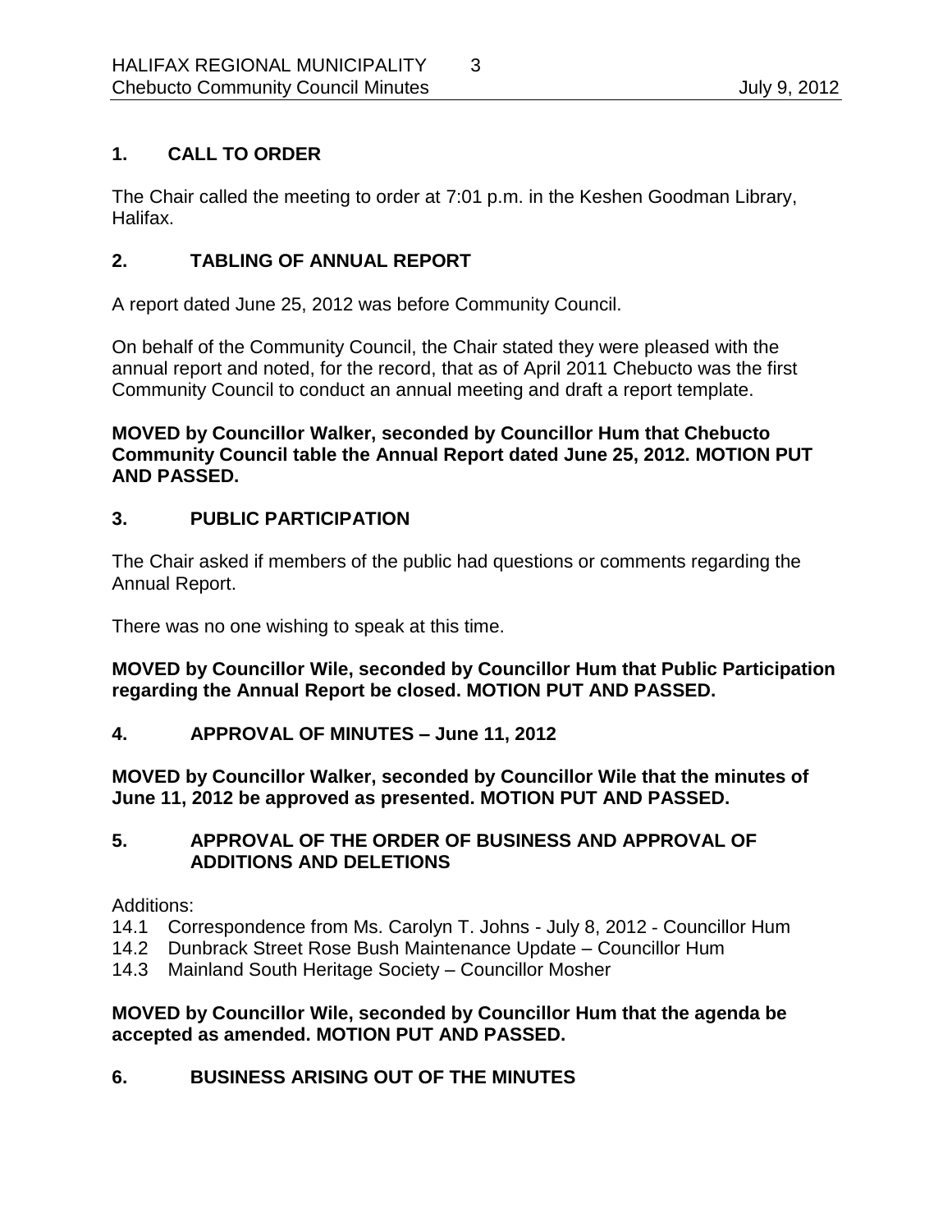## 1. CALL TO ORDER

The Chair called the meeting to order at 7:01 p.m. in the Keshen Goodman Library, Halifax.

## 2. TABLING OF ANNUAL REPORT

A report dated June 25, 2012 was before Community Council.

On behalf of the Community Council, the Chair stated they were pleased with the annual report and noted, for the record, that as of April 2011 Chebucto was the first Community Council to conduct an annual meeting and draft a report template.

**MOVED by Councillor Walker, seconded by Councillor Hum that Chebucto Community Council table the Annual Report dated June 25, 2012. MOTION PUT AND PASSED.**

## 3. PUBLIC PARTICIPATION

The Chair asked if members of the public had questions or comments regarding the Annual Report.

There was no one wishing to speak at this time.

**MOVED by Councillor Wile, seconded by Councillor Hum that Public Participation regarding the Annual Report be closed. MOTION PUT AND PASSED.**

## 4. APPROVAL OF MINUTES – June 11, 2012

**MOVED by Councillor Walker, seconded by Councillor Wile that the minutes of June 11, 2012 be approved as presented. MOTION PUT AND PASSED.**

## 5. APPROVAL OF THE ORDER OF BUSINESS AND APPROVAL OF ADDITIONS AND DELETIONS

Additions:
- 14.1 Correspondence from Ms. Carolyn T. Johns - July 8, 2012 - Councillor Hum
- 14.2 Dunbrack Street Rose Bush Maintenance Update – Councillor Hum
- 14.3 Mainland South Heritage Society – Councillor Mosher

**MOVED by Councillor Wile, seconded by Councillor Hum that the agenda be accepted as amended. MOTION PUT AND PASSED.**

## 6. BUSINESS ARISING OUT OF THE MINUTES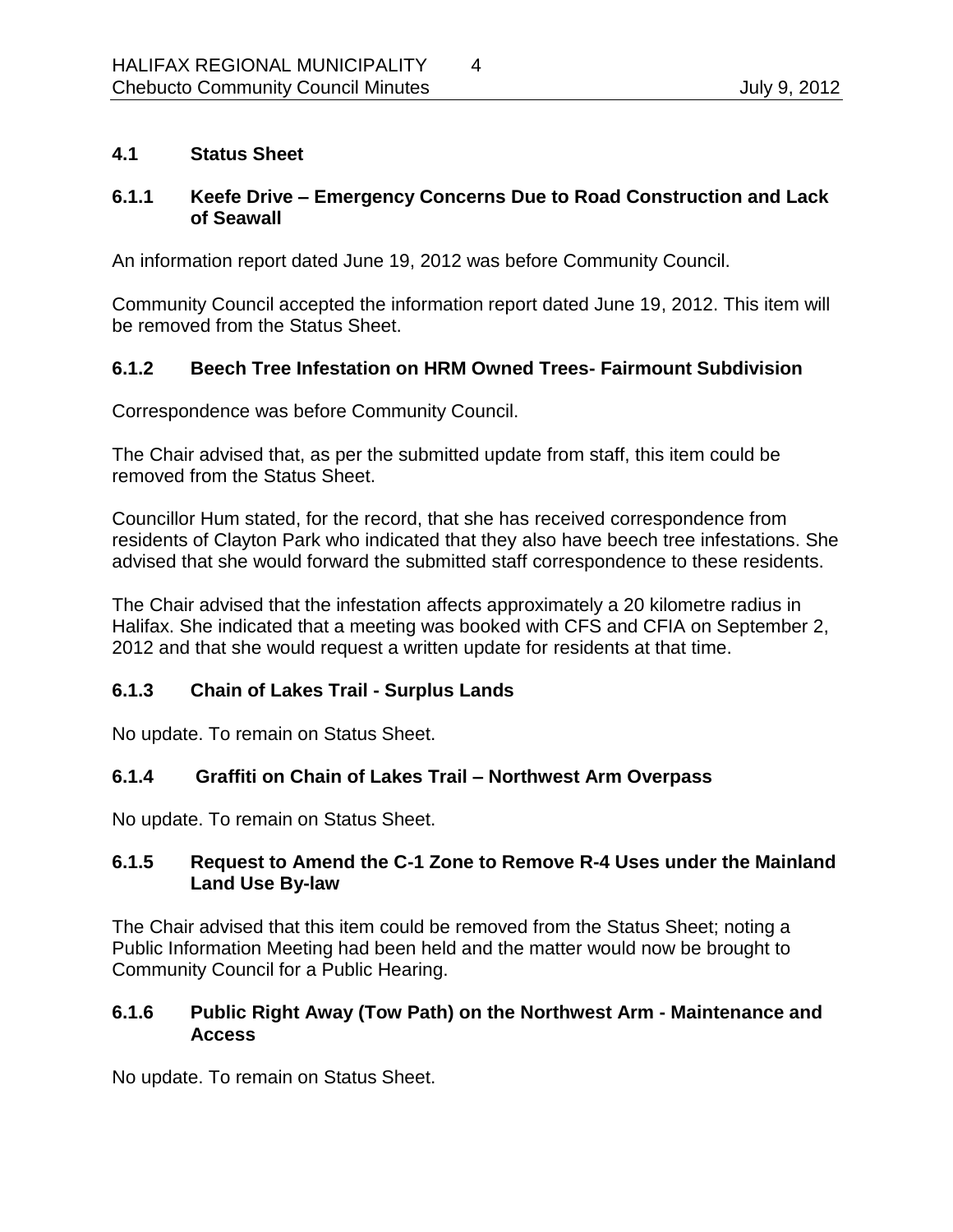## 4.1 Status Sheet

### 6.1.1 Keefe Drive – Emergency Concerns Due to Road Construction and Lack of Seawall

An information report dated June 19, 2012 was before Community Council.

Community Council accepted the information report dated June 19, 2012. This item will be removed from the Status Sheet.

### 6.1.2 Beech Tree Infestation on HRM Owned Trees- Fairmount Subdivision

Correspondence was before Community Council.

The Chair advised that, as per the submitted update from staff, this item could be removed from the Status Sheet.

Councillor Hum stated, for the record, that she has received correspondence from residents of Clayton Park who indicated that they also have beech tree infestations. She advised that she would forward the submitted staff correspondence to these residents.

The Chair advised that the infestation affects approximately a 20 kilometre radius in Halifax. She indicated that a meeting was booked with CFS and CFIA on September 2, 2012 and that she would request a written update for residents at that time.

### 6.1.3 Chain of Lakes Trail - Surplus Lands

No update. To remain on Status Sheet.

### 6.1.4 Graffiti on Chain of Lakes Trail – Northwest Arm Overpass

No update. To remain on Status Sheet.

### 6.1.5 Request to Amend the C-1 Zone to Remove R-4 Uses under the Mainland Land Use By-law

The Chair advised that this item could be removed from the Status Sheet; noting a Public Information Meeting had been held and the matter would now be brought to Community Council for a Public Hearing.

### 6.1.6 Public Right Away (Tow Path) on the Northwest Arm - Maintenance and Access

No update. To remain on Status Sheet.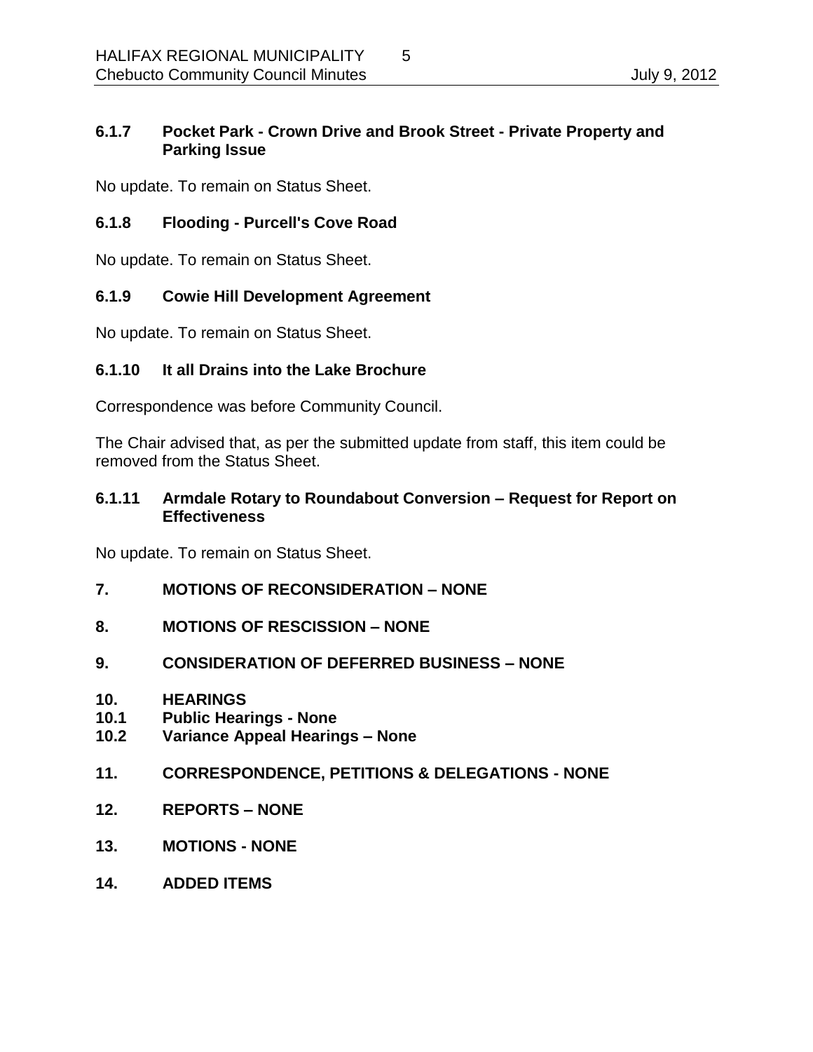### 6.1.7 Pocket Park - Crown Drive and Brook Street - Private Property and Parking Issue

No update. To remain on Status Sheet.

### 6.1.8 Flooding - Purcell's Cove Road

No update. To remain on Status Sheet.

### 6.1.9 Cowie Hill Development Agreement

No update. To remain on Status Sheet.

### 6.1.10 It all Drains into the Lake Brochure

Correspondence was before Community Council.

The Chair advised that, as per the submitted update from staff, this item could be removed from the Status Sheet.

### 6.1.11 Armdale Rotary to Roundabout Conversion – Request for Report on Effectiveness

No update. To remain on Status Sheet.

## 7. MOTIONS OF RECONSIDERATION – NONE

## 8. MOTIONS OF RESCISSION – NONE

## 9. CONSIDERATION OF DEFERRED BUSINESS – NONE

## 10. HEARINGS

### 10.1 Public Hearings - None

### 10.2 Variance Appeal Hearings – None

## 11. CORRESPONDENCE, PETITIONS & DELEGATIONS - NONE

## 12. REPORTS – NONE

## 13. MOTIONS - NONE

## 14. ADDED ITEMS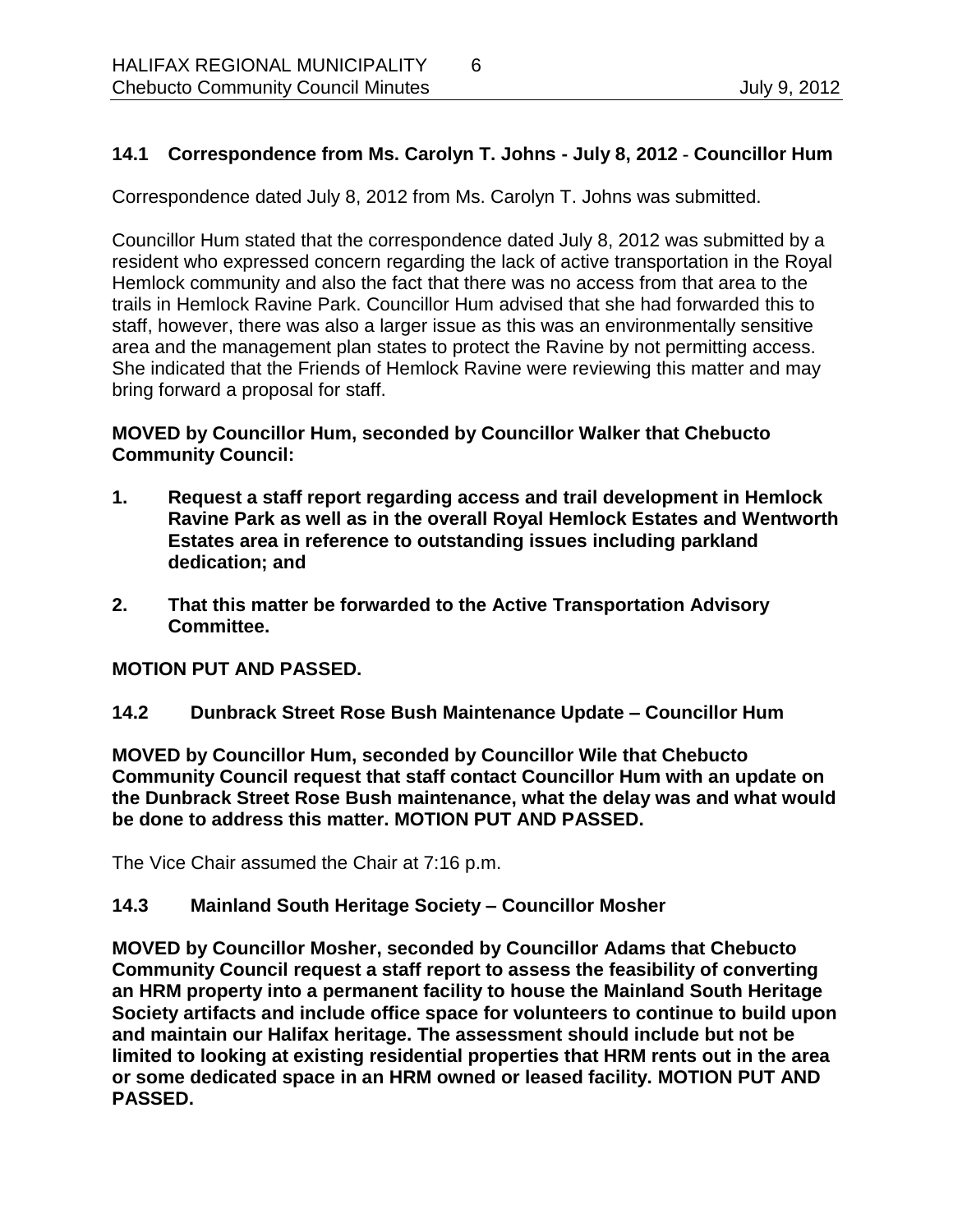### 14.1 Correspondence from Ms. Carolyn T. Johns - July 8, 2012 - Councillor Hum

Correspondence dated July 8, 2012 from Ms. Carolyn T. Johns was submitted.

Councillor Hum stated that the correspondence dated July 8, 2012 was submitted by a resident who expressed concern regarding the lack of active transportation in the Royal Hemlock community and also the fact that there was no access from that area to the trails in Hemlock Ravine Park. Councillor Hum advised that she had forwarded this to staff, however, there was also a larger issue as this was an environmentally sensitive area and the management plan states to protect the Ravine by not permitting access. She indicated that the Friends of Hemlock Ravine were reviewing this matter and may bring forward a proposal for staff.

**MOVED by Councillor Hum, seconded by Councillor Walker that Chebucto Community Council:**

1. **Request a staff report regarding access and trail development in Hemlock Ravine Park as well as in the overall Royal Hemlock Estates and Wentworth Estates area in reference to outstanding issues including parkland dedication; and**
2. **That this matter be forwarded to the Active Transportation Advisory Committee.**

**MOTION PUT AND PASSED.**

### 14.2 Dunbrack Street Rose Bush Maintenance Update – Councillor Hum

**MOVED by Councillor Hum, seconded by Councillor Wile that Chebucto Community Council request that staff contact Councillor Hum with an update on the Dunbrack Street Rose Bush maintenance, what the delay was and what would be done to address this matter. MOTION PUT AND PASSED.**

The Vice Chair assumed the Chair at 7:16 p.m.

### 14.3 Mainland South Heritage Society – Councillor Mosher

**MOVED by Councillor Mosher, seconded by Councillor Adams that Chebucto Community Council request a staff report to assess the feasibility of converting an HRM property into a permanent facility to house the Mainland South Heritage Society artifacts and include office space for volunteers to continue to build upon and maintain our Halifax heritage. The assessment should include but not be limited to looking at existing residential properties that HRM rents out in the area or some dedicated space in an HRM owned or leased facility. MOTION PUT AND PASSED.**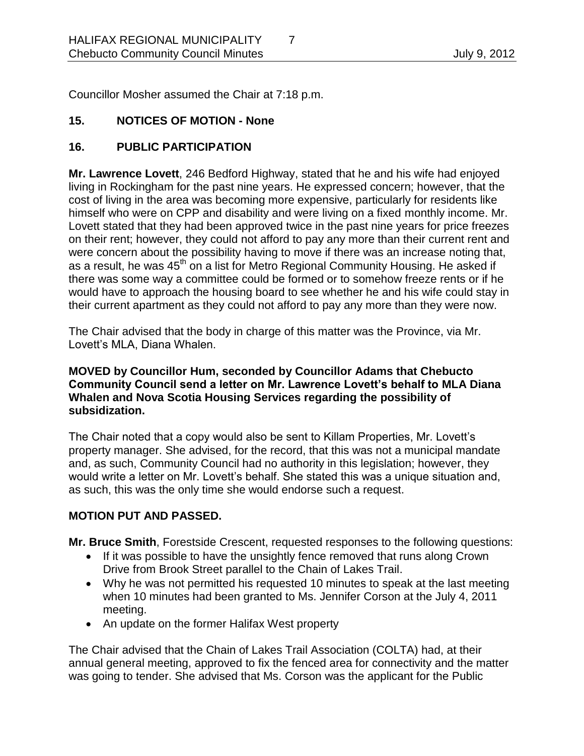Councillor Mosher assumed the Chair at 7:18 p.m.

## 15. NOTICES OF MOTION - None

## 16. PUBLIC PARTICIPATION

**Mr. Lawrence Lovett**, 246 Bedford Highway, stated that he and his wife had enjoyed living in Rockingham for the past nine years. He expressed concern; however, that the cost of living in the area was becoming more expensive, particularly for residents like himself who were on CPP and disability and were living on a fixed monthly income. Mr. Lovett stated that they had been approved twice in the past nine years for price freezes on their rent; however, they could not afford to pay any more than their current rent and were concern about the possibility having to move if there was an increase noting that, as a result, he was 45th on a list for Metro Regional Community Housing. He asked if there was some way a committee could be formed or to somehow freeze rents or if he would have to approach the housing board to see whether he and his wife could stay in their current apartment as they could not afford to pay any more than they were now.

The Chair advised that the body in charge of this matter was the Province, via Mr. Lovett's MLA, Diana Whalen.

**MOVED by Councillor Hum, seconded by Councillor Adams that Chebucto Community Council send a letter on Mr. Lawrence Lovett's behalf to MLA Diana Whalen and Nova Scotia Housing Services regarding the possibility of subsidization.**

The Chair noted that a copy would also be sent to Killam Properties, Mr. Lovett's property manager. She advised, for the record, that this was not a municipal mandate and, as such, Community Council had no authority in this legislation; however, they would write a letter on Mr. Lovett's behalf. She stated this was a unique situation and, as such, this was the only time she would endorse such a request.

**MOTION PUT AND PASSED.**

**Mr. Bruce Smith**, Forestside Crescent, requested responses to the following questions:

- If it was possible to have the unsightly fence removed that runs along Crown Drive from Brook Street parallel to the Chain of Lakes Trail.
- Why he was not permitted his requested 10 minutes to speak at the last meeting when 10 minutes had been granted to Ms. Jennifer Corson at the July 4, 2011 meeting.
- An update on the former Halifax West property

The Chair advised that the Chain of Lakes Trail Association (COLTA) had, at their annual general meeting, approved to fix the fenced area for connectivity and the matter was going to tender. She advised that Ms. Corson was the applicant for the Public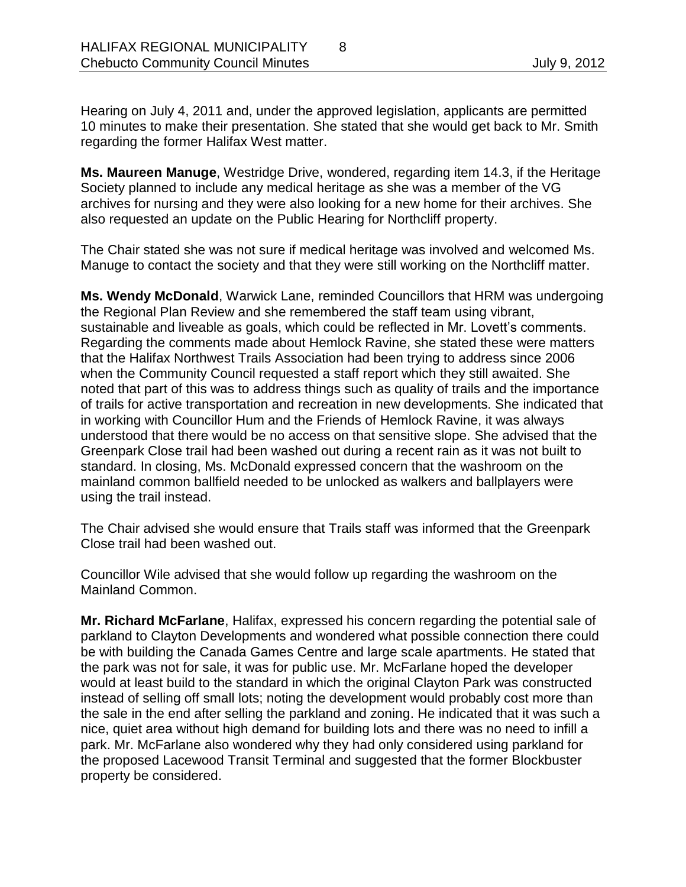Hearing on July 4, 2011 and, under the approved legislation, applicants are permitted 10 minutes to make their presentation. She stated that she would get back to Mr. Smith regarding the former Halifax West matter.

**Ms. Maureen Manuge**, Westridge Drive, wondered, regarding item 14.3, if the Heritage Society planned to include any medical heritage as she was a member of the VG archives for nursing and they were also looking for a new home for their archives. She also requested an update on the Public Hearing for Northcliff property.

The Chair stated she was not sure if medical heritage was involved and welcomed Ms. Manuge to contact the society and that they were still working on the Northcliff matter.

**Ms. Wendy McDonald**, Warwick Lane, reminded Councillors that HRM was undergoing the Regional Plan Review and she remembered the staff team using vibrant, sustainable and liveable as goals, which could be reflected in Mr. Lovett's comments. Regarding the comments made about Hemlock Ravine, she stated these were matters that the Halifax Northwest Trails Association had been trying to address since 2006 when the Community Council requested a staff report which they still awaited. She noted that part of this was to address things such as quality of trails and the importance of trails for active transportation and recreation in new developments. She indicated that in working with Councillor Hum and the Friends of Hemlock Ravine, it was always understood that there would be no access on that sensitive slope. She advised that the Greenpark Close trail had been washed out during a recent rain as it was not built to standard. In closing, Ms. McDonald expressed concern that the washroom on the mainland common ballfield needed to be unlocked as walkers and ballplayers were using the trail instead.

The Chair advised she would ensure that Trails staff was informed that the Greenpark Close trail had been washed out.

Councillor Wile advised that she would follow up regarding the washroom on the Mainland Common.

**Mr. Richard McFarlane**, Halifax, expressed his concern regarding the potential sale of parkland to Clayton Developments and wondered what possible connection there could be with building the Canada Games Centre and large scale apartments. He stated that the park was not for sale, it was for public use. Mr. McFarlane hoped the developer would at least build to the standard in which the original Clayton Park was constructed instead of selling off small lots; noting the development would probably cost more than the sale in the end after selling the parkland and zoning. He indicated that it was such a nice, quiet area without high demand for building lots and there was no need to infill a park. Mr. McFarlane also wondered why they had only considered using parkland for the proposed Lacewood Transit Terminal and suggested that the former Blockbuster property be considered.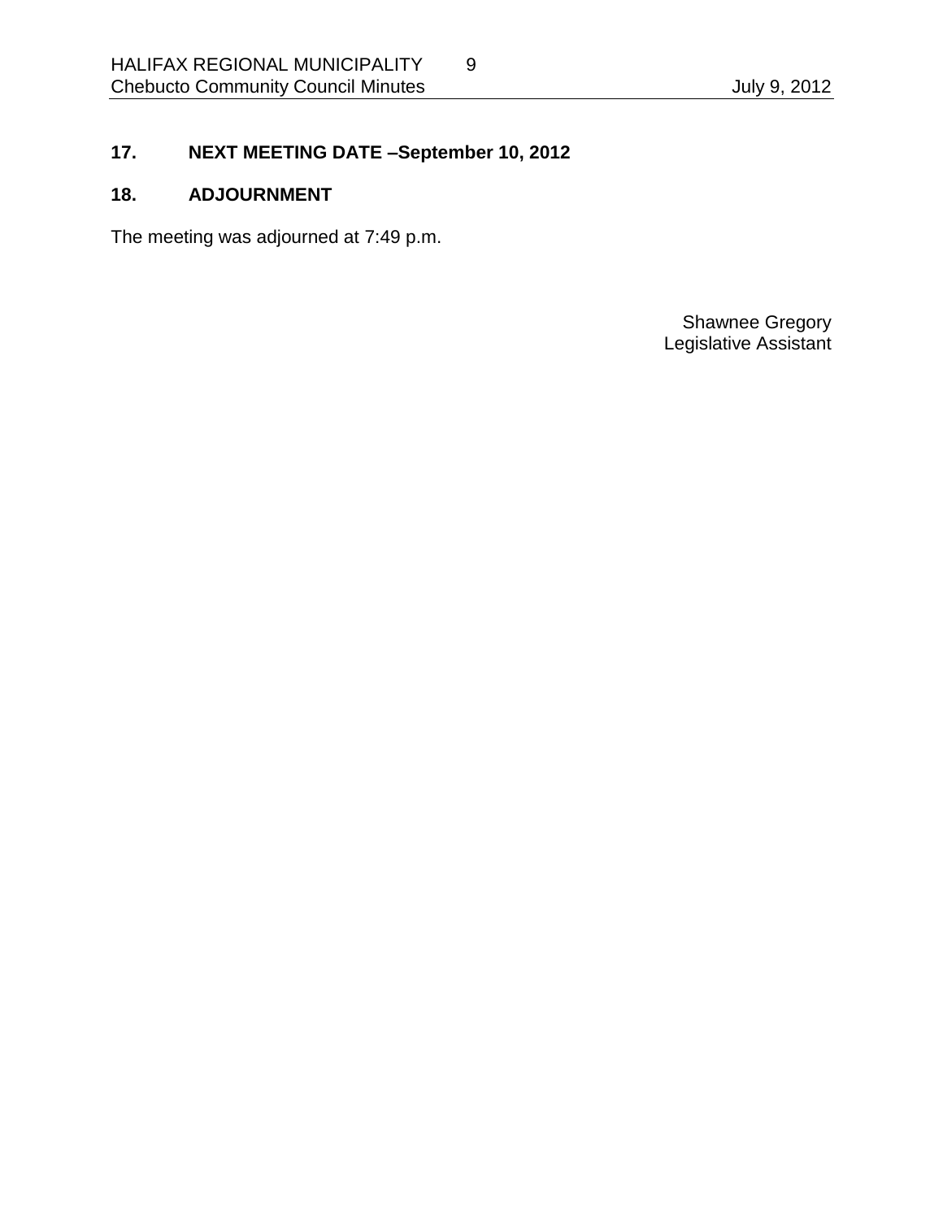## 17. NEXT MEETING DATE –September 10, 2012

## 18. ADJOURNMENT

The meeting was adjourned at 7:49 p.m.

Shawnee Gregory
Legislative Assistant